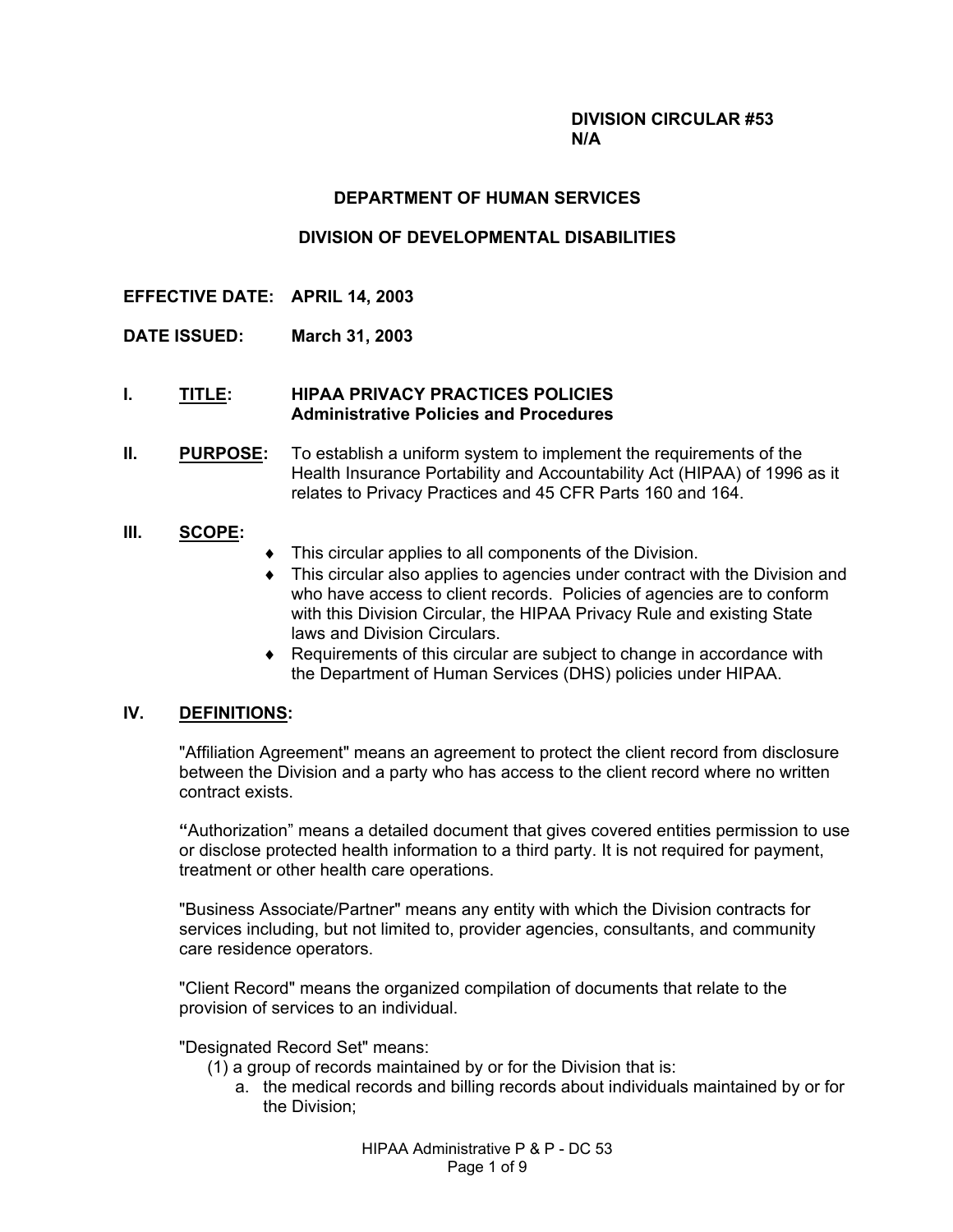**DIVISION CIRCULAR #53**
**N/A**

# DEPARTMENT OF HUMAN SERVICES

## DIVISION OF DEVELOPMENTAL DISABILITIES

**EFFECTIVE DATE: APRIL 14, 2003**

**DATE ISSUED: March 31, 2003**

## I. TITLE: HIPAA PRIVACY PRACTICES POLICIES Administrative Policies and Procedures

## II. PURPOSE:

To establish a uniform system to implement the requirements of the Health Insurance Portability and Accountability Act (HIPAA) of 1996 as it relates to Privacy Practices and 45 CFR Parts 160 and 164.

## III. SCOPE:

- This circular applies to all components of the Division.
- This circular also applies to agencies under contract with the Division and who have access to client records. Policies of agencies are to conform with this Division Circular, the HIPAA Privacy Rule and existing State laws and Division Circulars.
- Requirements of this circular are subject to change in accordance with the Department of Human Services (DHS) policies under HIPAA.

## IV. DEFINITIONS:

"Affiliation Agreement" means an agreement to protect the client record from disclosure between the Division and a party who has access to the client record where no written contract exists.

"Authorization" means a detailed document that gives covered entities permission to use or disclose protected health information to a third party. It is not required for payment, treatment or other health care operations.

"Business Associate/Partner" means any entity with which the Division contracts for services including, but not limited to, provider agencies, consultants, and community care residence operators.

"Client Record" means the organized compilation of documents that relate to the provision of services to an individual.

"Designated Record Set" means:

(1) a group of records maintained by or for the Division that is:

a. the medical records and billing records about individuals maintained by or for the Division;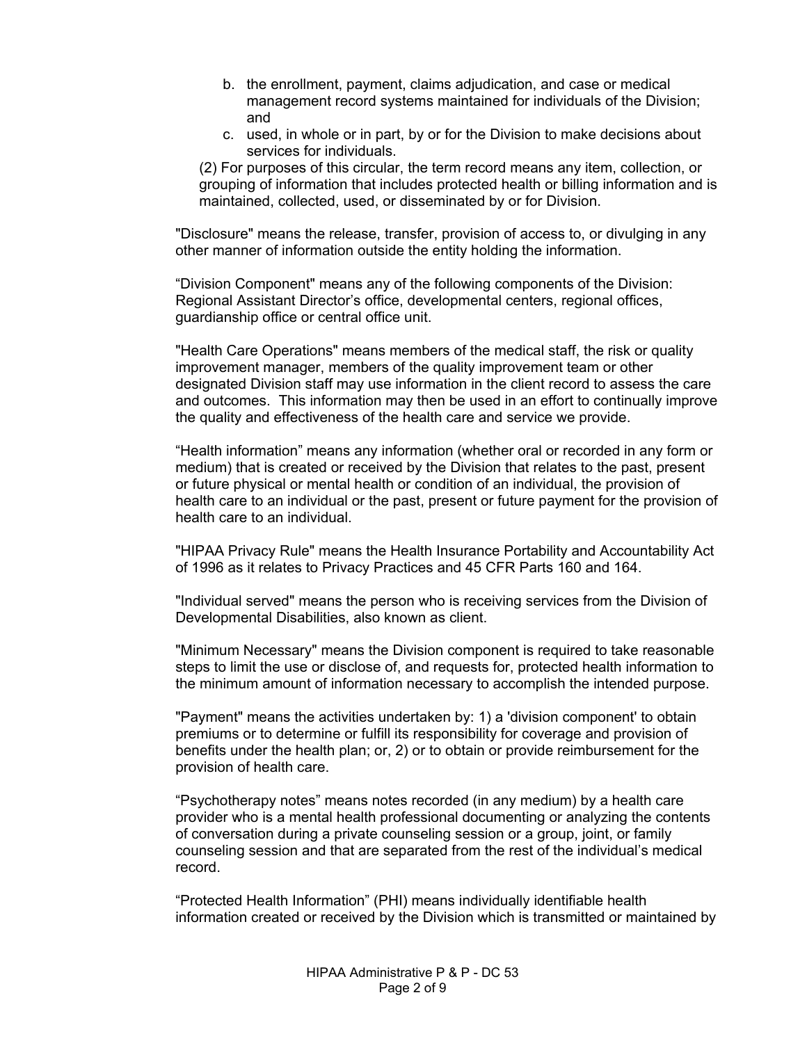b. the enrollment, payment, claims adjudication, and case or medical management record systems maintained for individuals of the Division; and
c. used, in whole or in part, by or for the Division to make decisions about services for individuals.

(2) For purposes of this circular, the term record means any item, collection, or grouping of information that includes protected health or billing information and is maintained, collected, used, or disseminated by or for Division.

"Disclosure" means the release, transfer, provision of access to, or divulging in any other manner of information outside the entity holding the information.

"Division Component" means any of the following components of the Division: Regional Assistant Director's office, developmental centers, regional offices, guardianship office or central office unit.

"Health Care Operations" means members of the medical staff, the risk or quality improvement manager, members of the quality improvement team or other designated Division staff may use information in the client record to assess the care and outcomes. This information may then be used in an effort to continually improve the quality and effectiveness of the health care and service we provide.

"Health information" means any information (whether oral or recorded in any form or medium) that is created or received by the Division that relates to the past, present or future physical or mental health or condition of an individual, the provision of health care to an individual or the past, present or future payment for the provision of health care to an individual.

"HIPAA Privacy Rule" means the Health Insurance Portability and Accountability Act of 1996 as it relates to Privacy Practices and 45 CFR Parts 160 and 164.

"Individual served" means the person who is receiving services from the Division of Developmental Disabilities, also known as client.

"Minimum Necessary" means the Division component is required to take reasonable steps to limit the use or disclose of, and requests for, protected health information to the minimum amount of information necessary to accomplish the intended purpose.

"Payment" means the activities undertaken by: 1) a 'division component' to obtain premiums or to determine or fulfill its responsibility for coverage and provision of benefits under the health plan; or, 2) or to obtain or provide reimbursement for the provision of health care.

"Psychotherapy notes" means notes recorded (in any medium) by a health care provider who is a mental health professional documenting or analyzing the contents of conversation during a private counseling session or a group, joint, or family counseling session and that are separated from the rest of the individual's medical record.

"Protected Health Information" (PHI) means individually identifiable health information created or received by the Division which is transmitted or maintained by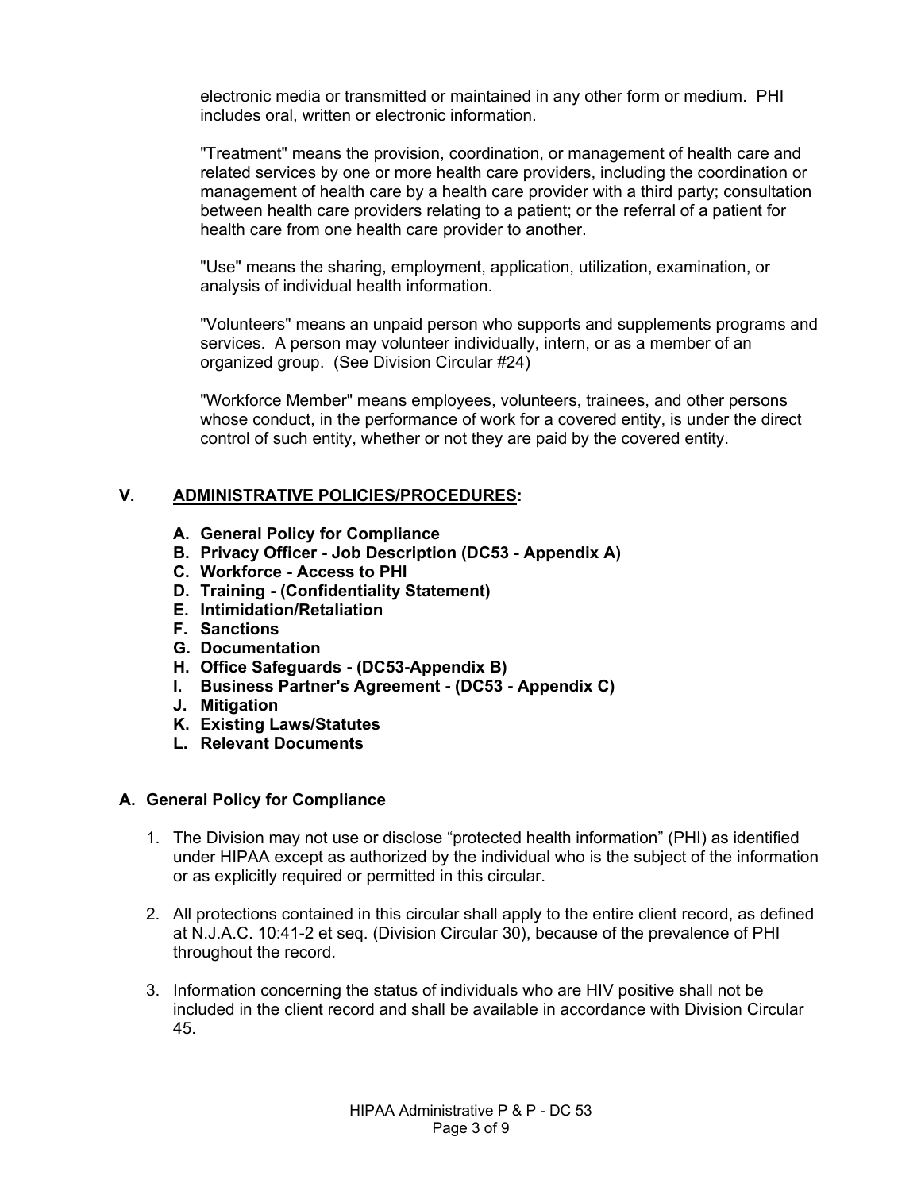electronic media or transmitted or maintained in any other form or medium. PHI includes oral, written or electronic information.

"Treatment" means the provision, coordination, or management of health care and related services by one or more health care providers, including the coordination or management of health care by a health care provider with a third party; consultation between health care providers relating to a patient; or the referral of a patient for health care from one health care provider to another.

"Use" means the sharing, employment, application, utilization, examination, or analysis of individual health information.

"Volunteers" means an unpaid person who supports and supplements programs and services. A person may volunteer individually, intern, or as a member of an organized group. (See Division Circular #24)

"Workforce Member" means employees, volunteers, trainees, and other persons whose conduct, in the performance of work for a covered entity, is under the direct control of such entity, whether or not they are paid by the covered entity.

## V. ADMINISTRATIVE POLICIES/PROCEDURES:

- **A. General Policy for Compliance**
- **B. Privacy Officer - Job Description (DC53 - Appendix A)**
- **C. Workforce - Access to PHI**
- **D. Training - (Confidentiality Statement)**
- **E. Intimidation/Retaliation**
- **F. Sanctions**
- **G. Documentation**
- **H. Office Safeguards - (DC53-Appendix B)**
- **I. Business Partner's Agreement - (DC53 - Appendix C)**
- **J. Mitigation**
- **K. Existing Laws/Statutes**
- **L. Relevant Documents**

### A. General Policy for Compliance

1. The Division may not use or disclose “protected health information” (PHI) as identified under HIPAA except as authorized by the individual who is the subject of the information or as explicitly required or permitted in this circular.

2. All protections contained in this circular shall apply to the entire client record, as defined at N.J.A.C. 10:41-2 et seq. (Division Circular 30), because of the prevalence of PHI throughout the record.

3. Information concerning the status of individuals who are HIV positive shall not be included in the client record and shall be available in accordance with Division Circular 45.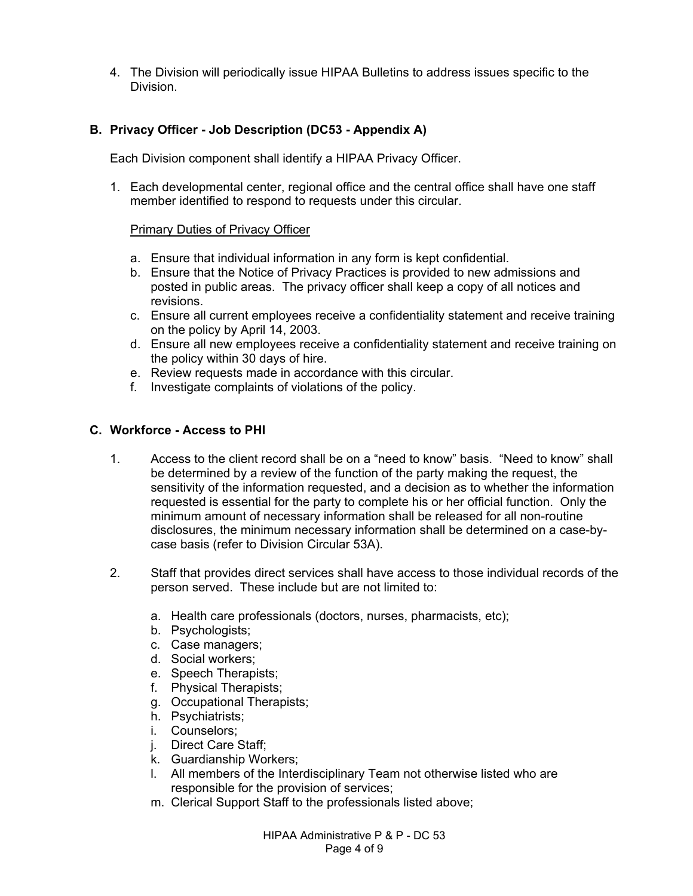4. The Division will periodically issue HIPAA Bulletins to address issues specific to the Division.

### B. Privacy Officer - Job Description (DC53 - Appendix A)

Each Division component shall identify a HIPAA Privacy Officer.

1. Each developmental center, regional office and the central office shall have one staff member identified to respond to requests under this circular.

   Primary Duties of Privacy Officer

   a. Ensure that individual information in any form is kept confidential.
   b. Ensure that the Notice of Privacy Practices is provided to new admissions and posted in public areas. The privacy officer shall keep a copy of all notices and revisions.
   c. Ensure all current employees receive a confidentiality statement and receive training on the policy by April 14, 2003.
   d. Ensure all new employees receive a confidentiality statement and receive training on the policy within 30 days of hire.
   e. Review requests made in accordance with this circular.
   f. Investigate complaints of violations of the policy.

### C. Workforce - Access to PHI

1. Access to the client record shall be on a "need to know" basis. "Need to know" shall be determined by a review of the function of the party making the request, the sensitivity of the information requested, and a decision as to whether the information requested is essential for the party to complete his or her official function. Only the minimum amount of necessary information shall be released for all non-routine disclosures, the minimum necessary information shall be determined on a case-by-case basis (refer to Division Circular 53A).

2. Staff that provides direct services shall have access to those individual records of the person served. These include but are not limited to:

   a. Health care professionals (doctors, nurses, pharmacists, etc);
   b. Psychologists;
   c. Case managers;
   d. Social workers;
   e. Speech Therapists;
   f. Physical Therapists;
   g. Occupational Therapists;
   h. Psychiatrists;
   i. Counselors;
   j. Direct Care Staff;
   k. Guardianship Workers;
   l. All members of the Interdisciplinary Team not otherwise listed who are responsible for the provision of services;
   m. Clerical Support Staff to the professionals listed above;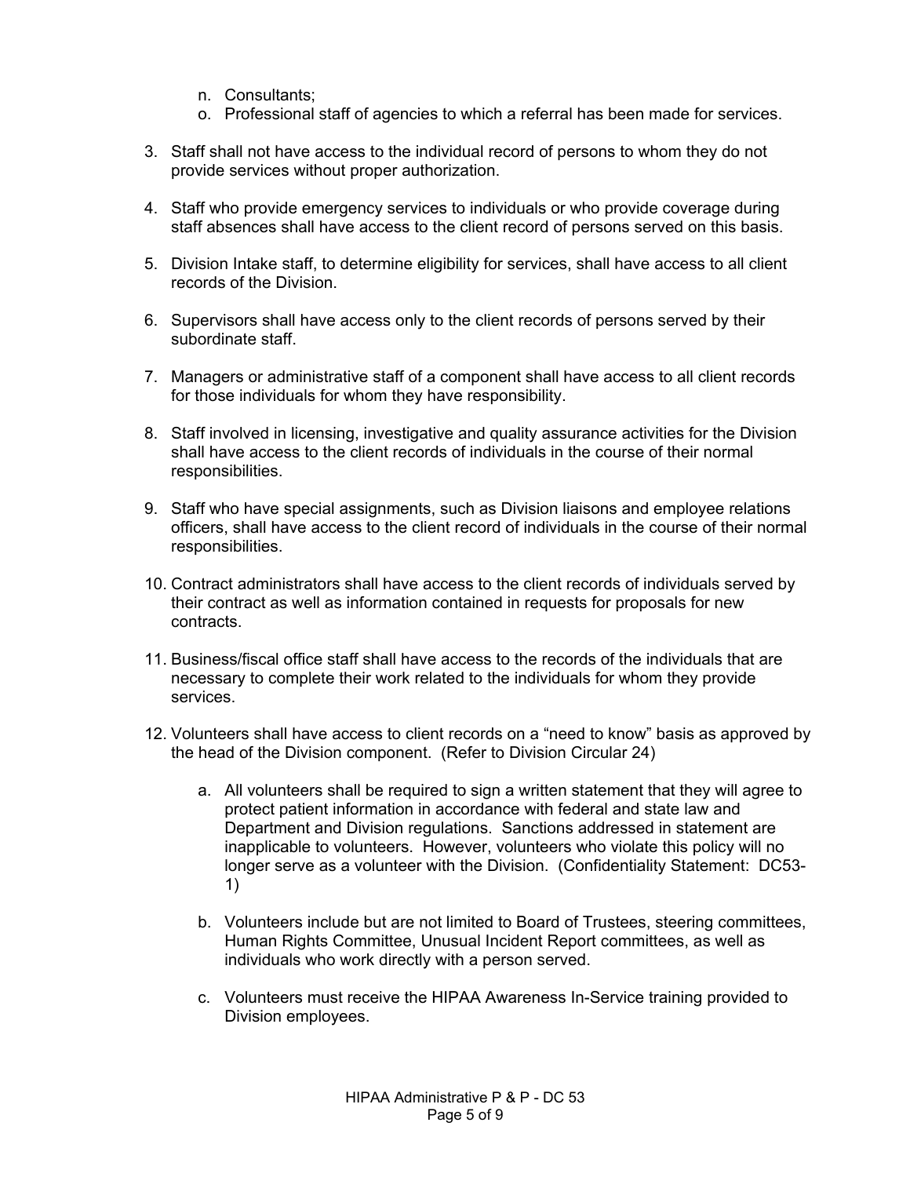n. Consultants;
o. Professional staff of agencies to which a referral has been made for services.

3. Staff shall not have access to the individual record of persons to whom they do not provide services without proper authorization.

4. Staff who provide emergency services to individuals or who provide coverage during staff absences shall have access to the client record of persons served on this basis.

5. Division Intake staff, to determine eligibility for services, shall have access to all client records of the Division.

6. Supervisors shall have access only to the client records of persons served by their subordinate staff.

7. Managers or administrative staff of a component shall have access to all client records for those individuals for whom they have responsibility.

8. Staff involved in licensing, investigative and quality assurance activities for the Division shall have access to the client records of individuals in the course of their normal responsibilities.

9. Staff who have special assignments, such as Division liaisons and employee relations officers, shall have access to the client record of individuals in the course of their normal responsibilities.

10. Contract administrators shall have access to the client records of individuals served by their contract as well as information contained in requests for proposals for new contracts.

11. Business/fiscal office staff shall have access to the records of the individuals that are necessary to complete their work related to the individuals for whom they provide services.

12. Volunteers shall have access to client records on a "need to know" basis as approved by the head of the Division component. (Refer to Division Circular 24)

    a. All volunteers shall be required to sign a written statement that they will agree to protect patient information in accordance with federal and state law and Department and Division regulations. Sanctions addressed in statement are inapplicable to volunteers. However, volunteers who violate this policy will no longer serve as a volunteer with the Division. (Confidentiality Statement: DC53-1)

    b. Volunteers include but are not limited to Board of Trustees, steering committees, Human Rights Committee, Unusual Incident Report committees, as well as individuals who work directly with a person served.

    c. Volunteers must receive the HIPAA Awareness In-Service training provided to Division employees.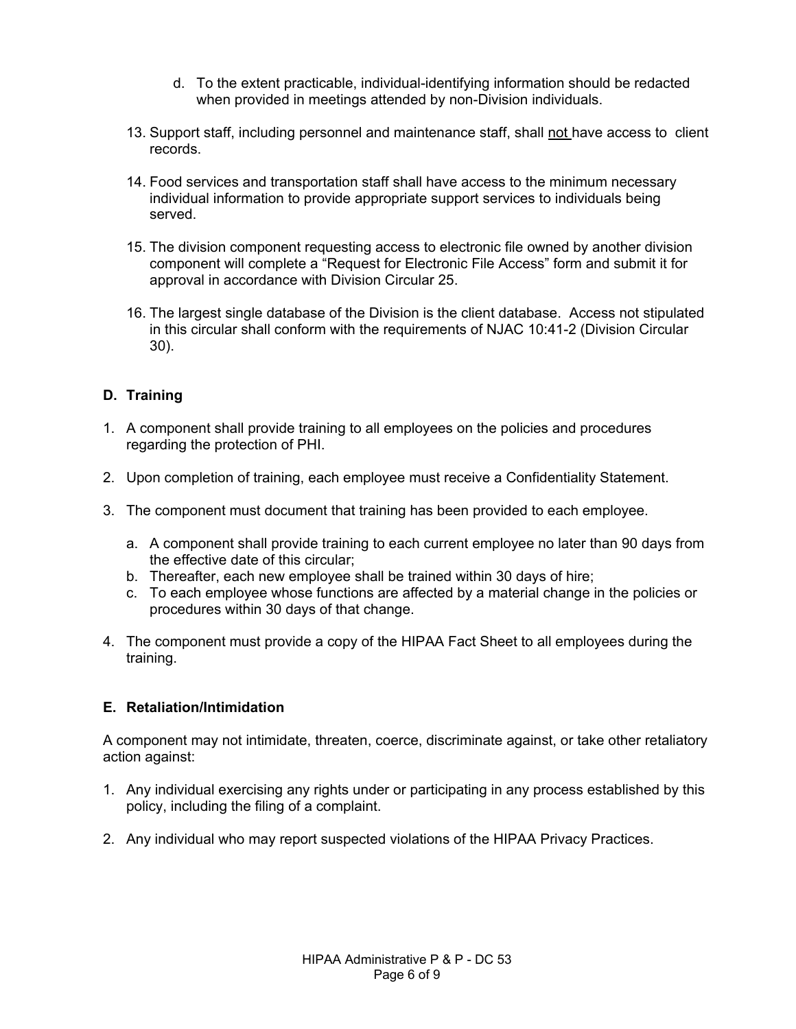d. To the extent practicable, individual-identifying information should be redacted when provided in meetings attended by non-Division individuals.

13. Support staff, including personnel and maintenance staff, shall <u>not</u> have access to client records.

14. Food services and transportation staff shall have access to the minimum necessary individual information to provide appropriate support services to individuals being served.

15. The division component requesting access to electronic file owned by another division component will complete a "Request for Electronic File Access" form and submit it for approval in accordance with Division Circular 25.

16. The largest single database of the Division is the client database. Access not stipulated in this circular shall conform with the requirements of NJAC 10:41-2 (Division Circular 30).

## D. Training

1. A component shall provide training to all employees on the policies and procedures regarding the protection of PHI.

2. Upon completion of training, each employee must receive a Confidentiality Statement.

3. The component must document that training has been provided to each employee.

   a. A component shall provide training to each current employee no later than 90 days from the effective date of this circular;
   b. Thereafter, each new employee shall be trained within 30 days of hire;
   c. To each employee whose functions are affected by a material change in the policies or procedures within 30 days of that change.

4. The component must provide a copy of the HIPAA Fact Sheet to all employees during the training.

## E. Retaliation/Intimidation

A component may not intimidate, threaten, coerce, discriminate against, or take other retaliatory action against:

1. Any individual exercising any rights under or participating in any process established by this policy, including the filing of a complaint.

2. Any individual who may report suspected violations of the HIPAA Privacy Practices.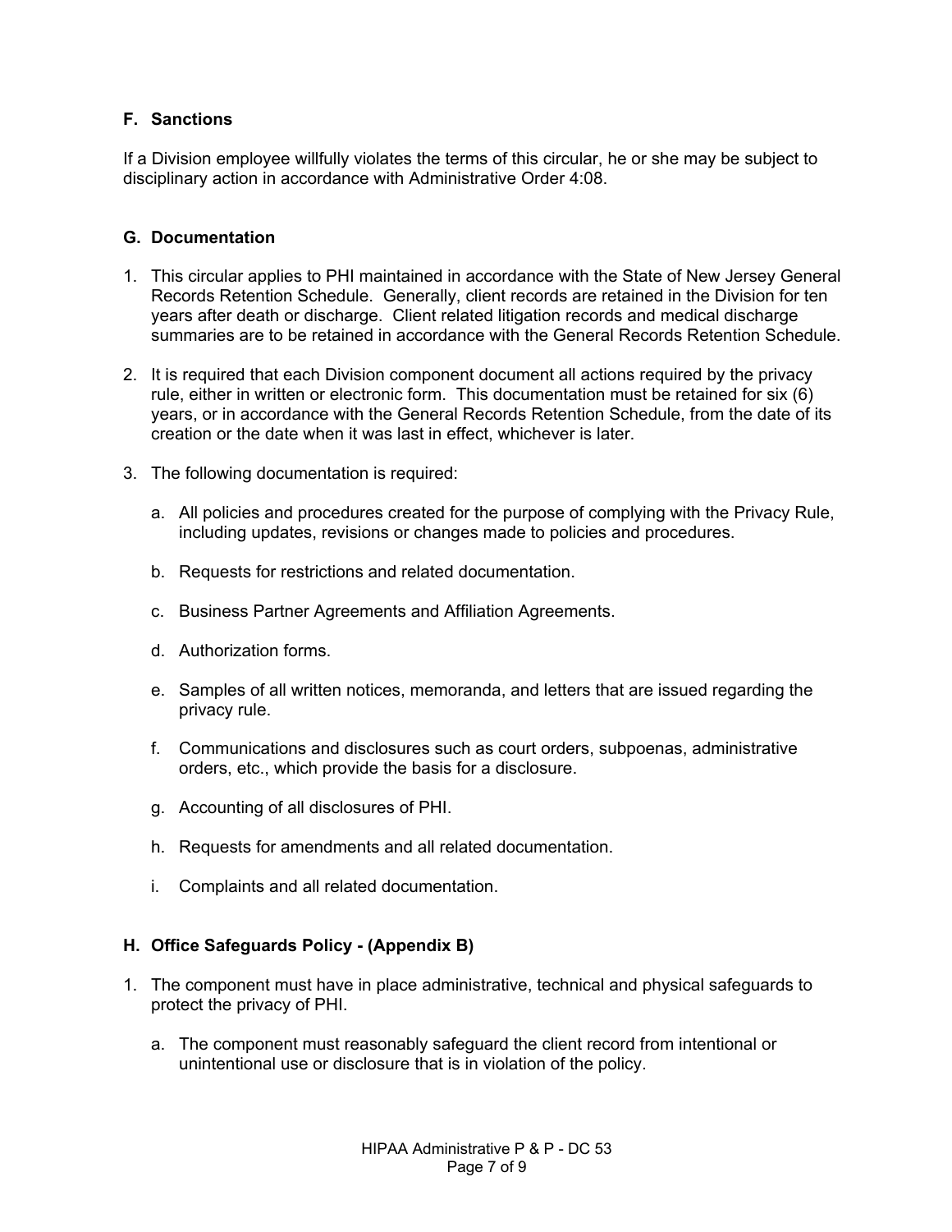### F. Sanctions

If a Division employee willfully violates the terms of this circular, he or she may be subject to disciplinary action in accordance with Administrative Order 4:08.

### G. Documentation

1. This circular applies to PHI maintained in accordance with the State of New Jersey General Records Retention Schedule. Generally, client records are retained in the Division for ten years after death or discharge. Client related litigation records and medical discharge summaries are to be retained in accordance with the General Records Retention Schedule.

2. It is required that each Division component document all actions required by the privacy rule, either in written or electronic form. This documentation must be retained for six (6) years, or in accordance with the General Records Retention Schedule, from the date of its creation or the date when it was last in effect, whichever is later.

3. The following documentation is required:

   a. All policies and procedures created for the purpose of complying with the Privacy Rule, including updates, revisions or changes made to policies and procedures.

   b. Requests for restrictions and related documentation.

   c. Business Partner Agreements and Affiliation Agreements.

   d. Authorization forms.

   e. Samples of all written notices, memoranda, and letters that are issued regarding the privacy rule.

   f. Communications and disclosures such as court orders, subpoenas, administrative orders, etc., which provide the basis for a disclosure.

   g. Accounting of all disclosures of PHI.

   h. Requests for amendments and all related documentation.

   i. Complaints and all related documentation.

### H. Office Safeguards Policy - (Appendix B)

1. The component must have in place administrative, technical and physical safeguards to protect the privacy of PHI.

   a. The component must reasonably safeguard the client record from intentional or unintentional use or disclosure that is in violation of the policy.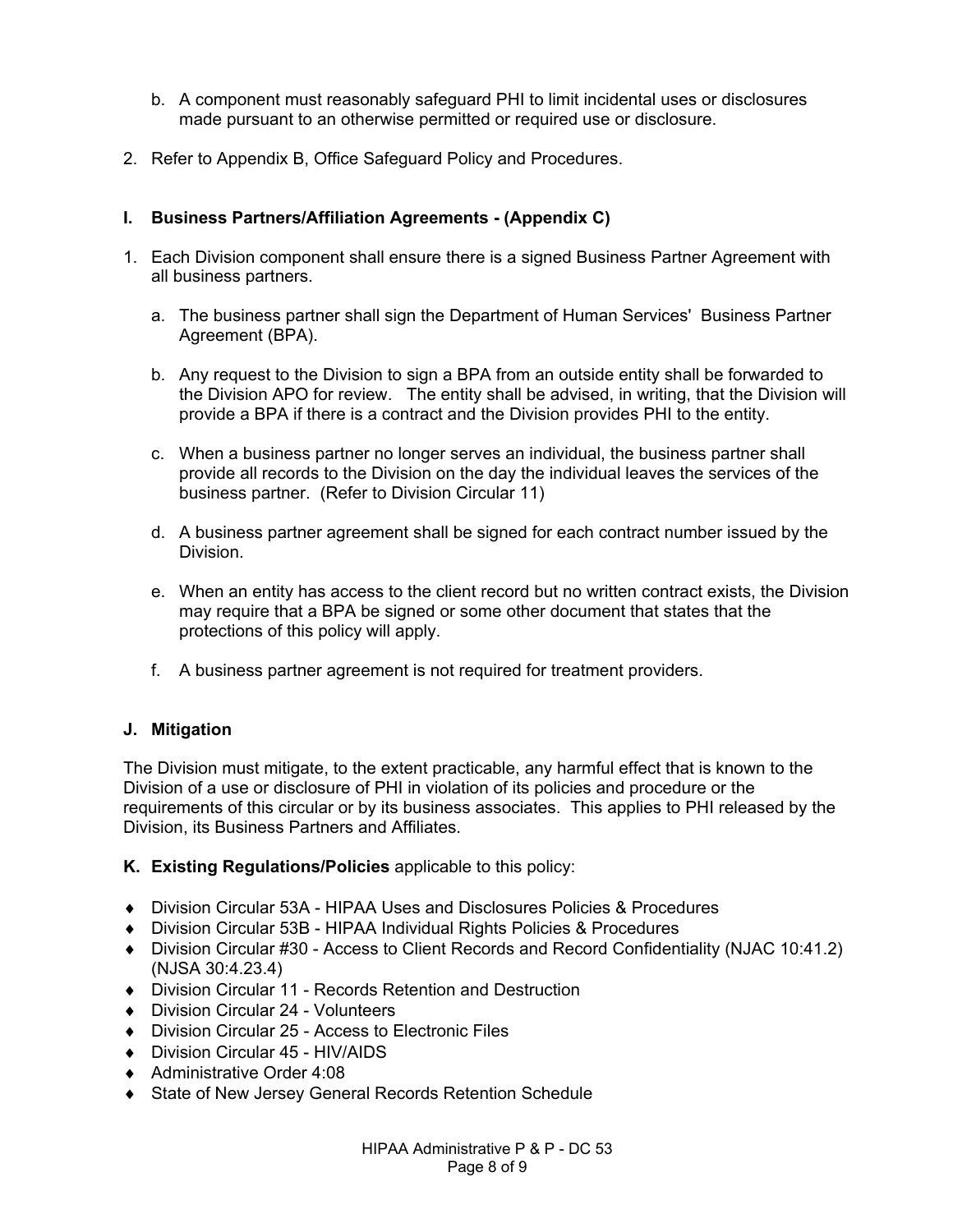b. A component must reasonably safeguard PHI to limit incidental uses or disclosures made pursuant to an otherwise permitted or required use or disclosure.

2. Refer to Appendix B, Office Safeguard Policy and Procedures.

### I. Business Partners/Affiliation Agreements - (Appendix C)

1. Each Division component shall ensure there is a signed Business Partner Agreement with all business partners.

   a. The business partner shall sign the Department of Human Services' Business Partner Agreement (BPA).

   b. Any request to the Division to sign a BPA from an outside entity shall be forwarded to the Division APO for review. The entity shall be advised, in writing, that the Division will provide a BPA if there is a contract and the Division provides PHI to the entity.

   c. When a business partner no longer serves an individual, the business partner shall provide all records to the Division on the day the individual leaves the services of the business partner. (Refer to Division Circular 11)

   d. A business partner agreement shall be signed for each contract number issued by the Division.

   e. When an entity has access to the client record but no written contract exists, the Division may require that a BPA be signed or some other document that states that the protections of this policy will apply.

   f. A business partner agreement is not required for treatment providers.

### J. Mitigation

The Division must mitigate, to the extent practicable, any harmful effect that is known to the Division of a use or disclosure of PHI in violation of its policies and procedure or the requirements of this circular or by its business associates. This applies to PHI released by the Division, its Business Partners and Affiliates.

**K. Existing Regulations/Policies** applicable to this policy:

- Division Circular 53A - HIPAA Uses and Disclosures Policies & Procedures
- Division Circular 53B - HIPAA Individual Rights Policies & Procedures
- Division Circular #30 - Access to Client Records and Record Confidentiality (NJAC 10:41.2) (NJSA 30:4.23.4)
- Division Circular 11 - Records Retention and Destruction
- Division Circular 24 - Volunteers
- Division Circular 25 - Access to Electronic Files
- Division Circular 45 - HIV/AIDS
- Administrative Order 4:08
- State of New Jersey General Records Retention Schedule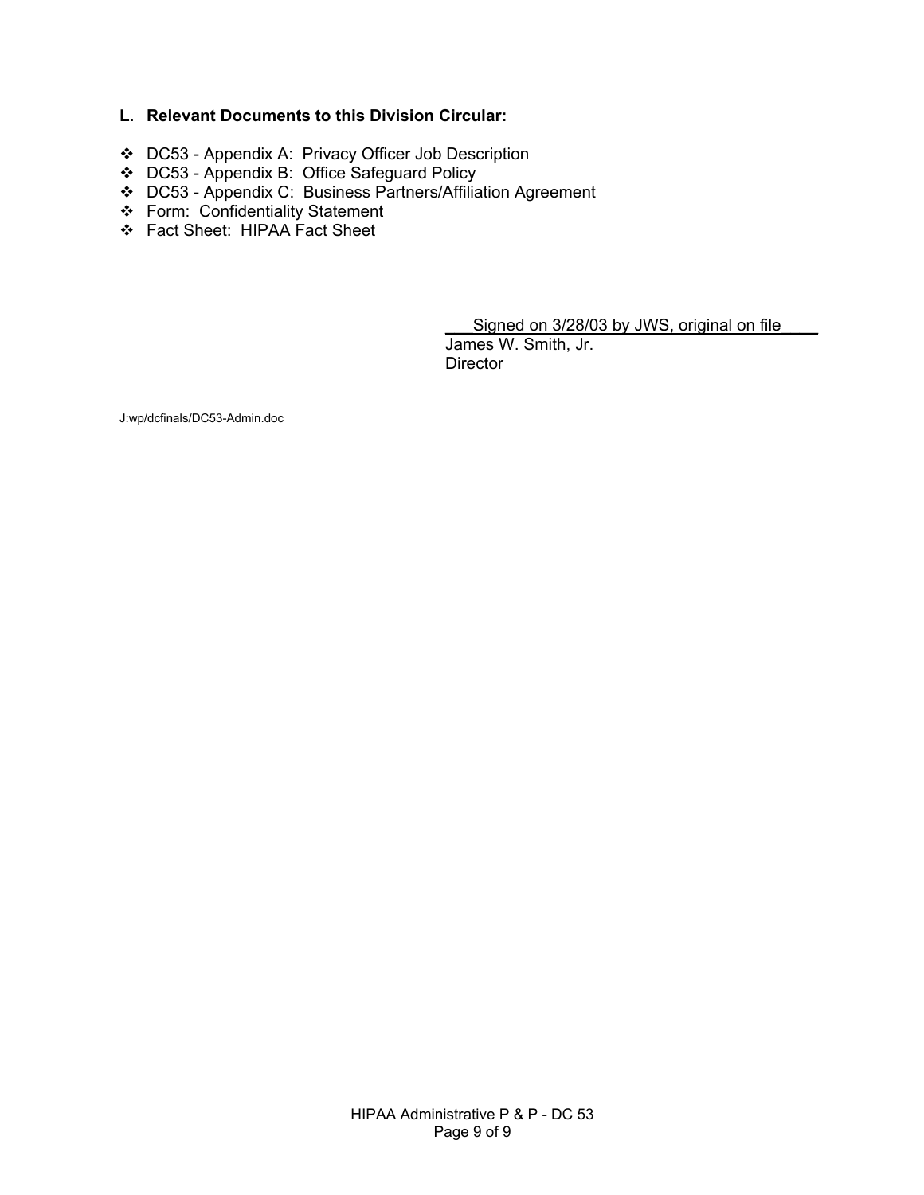## L. Relevant Documents to this Division Circular:

- DC53 - Appendix A: Privacy Officer Job Description
- DC53 - Appendix B: Office Safeguard Policy
- DC53 - Appendix C: Business Partners/Affiliation Agreement
- Form: Confidentiality Statement
- Fact Sheet: HIPAA Fact Sheet

Signed on 3/28/03 by JWS, original on file
James W. Smith, Jr.
Director

J:wp/dcfinals/DC53-Admin.doc